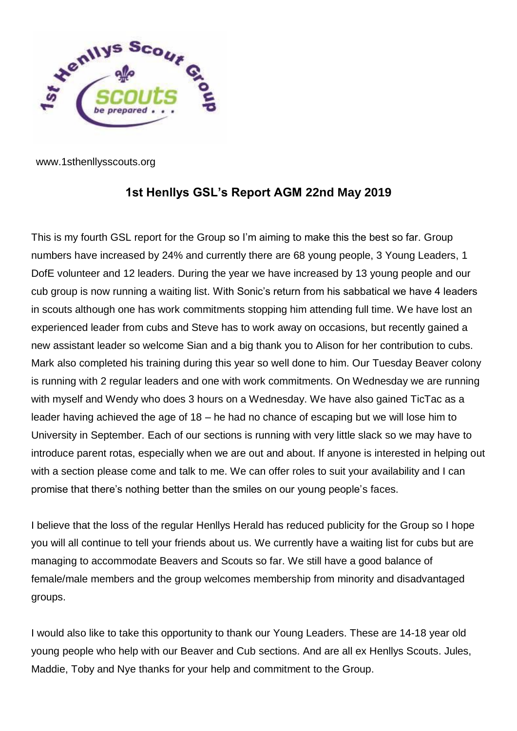www.1sthenllysscouts.org

## 1st Henllys GSL's Report AGM 22nd May 2019

This is my fourth GSL report for the Group so I'm aiming to make this the best so far. Group numbers have increased by 24% and currently there are 68 young people, 3 Young Leaders, 1 DofE volunteer and 12 leaders. During the year we have increased by 13 young people and our cub group is now running a waiting list. With Sonic's return from his sabbatical we have 4 leaders in scouts although one has work commitments stopping him attending full time. We have lost an experienced leader from cubs and Steve has to work away on occasions, but recently gained a new assistant leader so welcome Sian and a big thank you to Alison for her contribution to cubs. Mark also completed his training during this year so well done to him. Our Tuesday Beaver colony is running with 2 regular leaders and one with work commitments. On Wednesday we are running with myself and Wendy who does 3 hours on a Wednesday. We have also gained TicTac as a leader having achieved the age of 18 – he had no chance of escaping but we will lose him to University in September. Each of our sections is running with very little slack so we may have to introduce parent rotas, especially when we are out and about. If anyone is interested in helping out with a section please come and talk to me. We can offer roles to suit your availability and I can promise that there's nothing better than the smiles on our young people's faces.

I believe that the loss of the regular Henllys Herald has reduced publicity for the Group so I hope you will all continue to tell your friends about us. We currently have a waiting list for cubs but are managing to accommodate Beavers and Scouts so far. We still have a good balance of female/male members and the group welcomes membership from minority and disadvantaged groups.

I would also like to take this opportunity to thank our Young Leaders. These are 14-18 year old young people who help with our Beaver and Cub sections. And are all ex Henllys Scouts. Jules, Maddie, Toby and Nye thanks for your help and commitment to the Group.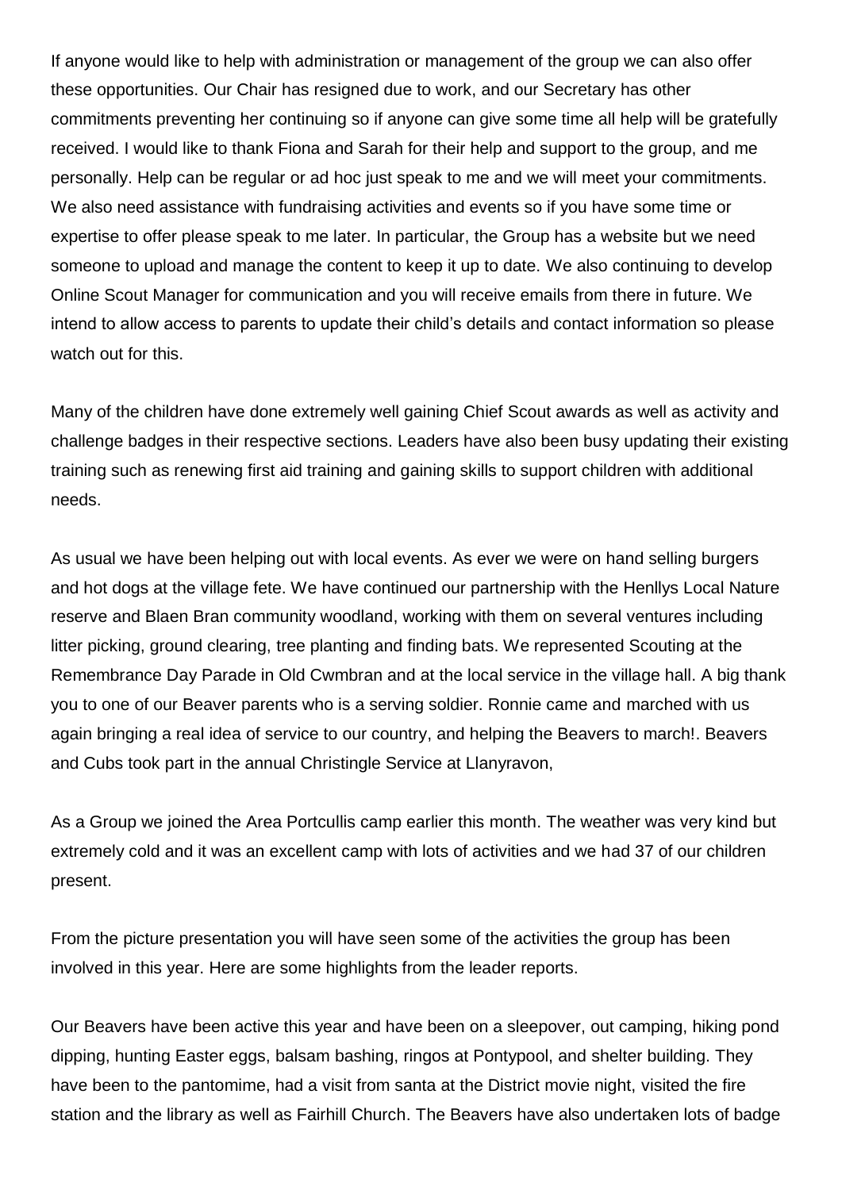If anyone would like to help with administration or management of the group we can also offer these opportunities. Our Chair has resigned due to work, and our Secretary has other commitments preventing her continuing so if anyone can give some time all help will be gratefully received. I would like to thank Fiona and Sarah for their help and support to the group, and me personally. Help can be regular or ad hoc just speak to me and we will meet your commitments. We also need assistance with fundraising activities and events so if you have some time or expertise to offer please speak to me later. In particular, the Group has a website but we need someone to upload and manage the content to keep it up to date. We also continuing to develop Online Scout Manager for communication and you will receive emails from there in future. We intend to allow access to parents to update their child's details and contact information so please watch out for this.

Many of the children have done extremely well gaining Chief Scout awards as well as activity and challenge badges in their respective sections. Leaders have also been busy updating their existing training such as renewing first aid training and gaining skills to support children with additional needs.

As usual we have been helping out with local events. As ever we were on hand selling burgers and hot dogs at the village fete. We have continued our partnership with the Henllys Local Nature reserve and Blaen Bran community woodland, working with them on several ventures including litter picking, ground clearing, tree planting and finding bats. We represented Scouting at the Remembrance Day Parade in Old Cwmbran and at the local service in the village hall. A big thank you to one of our Beaver parents who is a serving soldier. Ronnie came and marched with us again bringing a real idea of service to our country, and helping the Beavers to march!. Beavers and Cubs took part in the annual Christingle Service at Llanyravon,

As a Group we joined the Area Portcullis camp earlier this month. The weather was very kind but extremely cold and it was an excellent camp with lots of activities and we had 37 of our children present.

From the picture presentation you will have seen some of the activities the group has been involved in this year. Here are some highlights from the leader reports.

Our Beavers have been active this year and have been on a sleepover, out camping, hiking pond dipping, hunting Easter eggs, balsam bashing, ringos at Pontypool, and shelter building. They have been to the pantomime, had a visit from santa at the District movie night, visited the fire station and the library as well as Fairhill Church. The Beavers have also undertaken lots of badge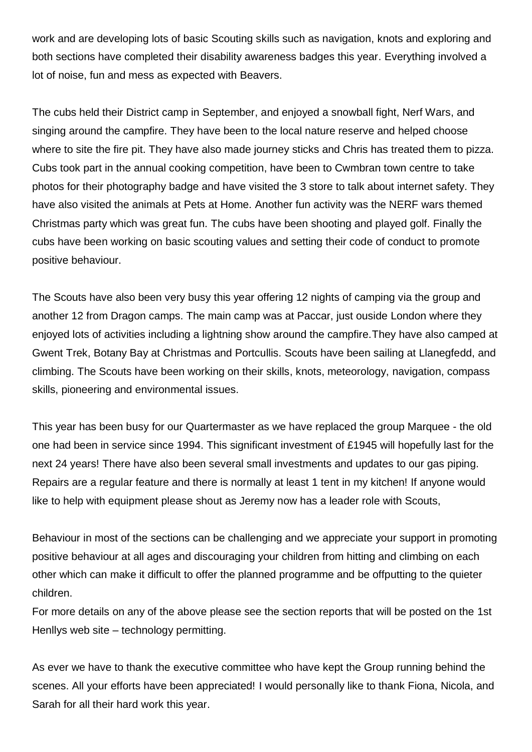work and are developing lots of basic Scouting skills such as navigation, knots and exploring and both sections have completed their disability awareness badges this year. Everything involved a lot of noise, fun and mess as expected with Beavers.

The cubs held their District camp in September, and enjoyed a snowball fight, Nerf Wars, and singing around the campfire. They have been to the local nature reserve and helped choose where to site the fire pit. They have also made journey sticks and Chris has treated them to pizza. Cubs took part in the annual cooking competition, have been to Cwmbran town centre to take photos for their photography badge and have visited the 3 store to talk about internet safety. They have also visited the animals at Pets at Home. Another fun activity was the NERF wars themed Christmas party which was great fun. The cubs have been shooting and played golf. Finally the cubs have been working on basic scouting values and setting their code of conduct to promote positive behaviour.

The Scouts have also been very busy this year offering 12 nights of camping via the group and another 12 from Dragon camps. The main camp was at Paccar, just ouside London where they enjoyed lots of activities including a lightning show around the campfire.They have also camped at Gwent Trek, Botany Bay at Christmas and Portcullis. Scouts have been sailing at Llanegfedd, and climbing. The Scouts have been working on their skills, knots, meteorology, navigation, compass skills, pioneering and environmental issues.

This year has been busy for our Quartermaster as we have replaced the group Marquee - the old one had been in service since 1994. This significant investment of £1945 will hopefully last for the next 24 years! There have also been several small investments and updates to our gas piping. Repairs are a regular feature and there is normally at least 1 tent in my kitchen! If anyone would like to help with equipment please shout as Jeremy now has a leader role with Scouts,

Behaviour in most of the sections can be challenging and we appreciate your support in promoting positive behaviour at all ages and discouraging your children from hitting and climbing on each other which can make it difficult to offer the planned programme and be offputting to the quieter children.
For more details on any of the above please see the section reports that will be posted on the 1st Henllys web site – technology permitting.

As ever we have to thank the executive committee who have kept the Group running behind the scenes. All your efforts have been appreciated! I would personally like to thank Fiona, Nicola, and Sarah for all their hard work this year.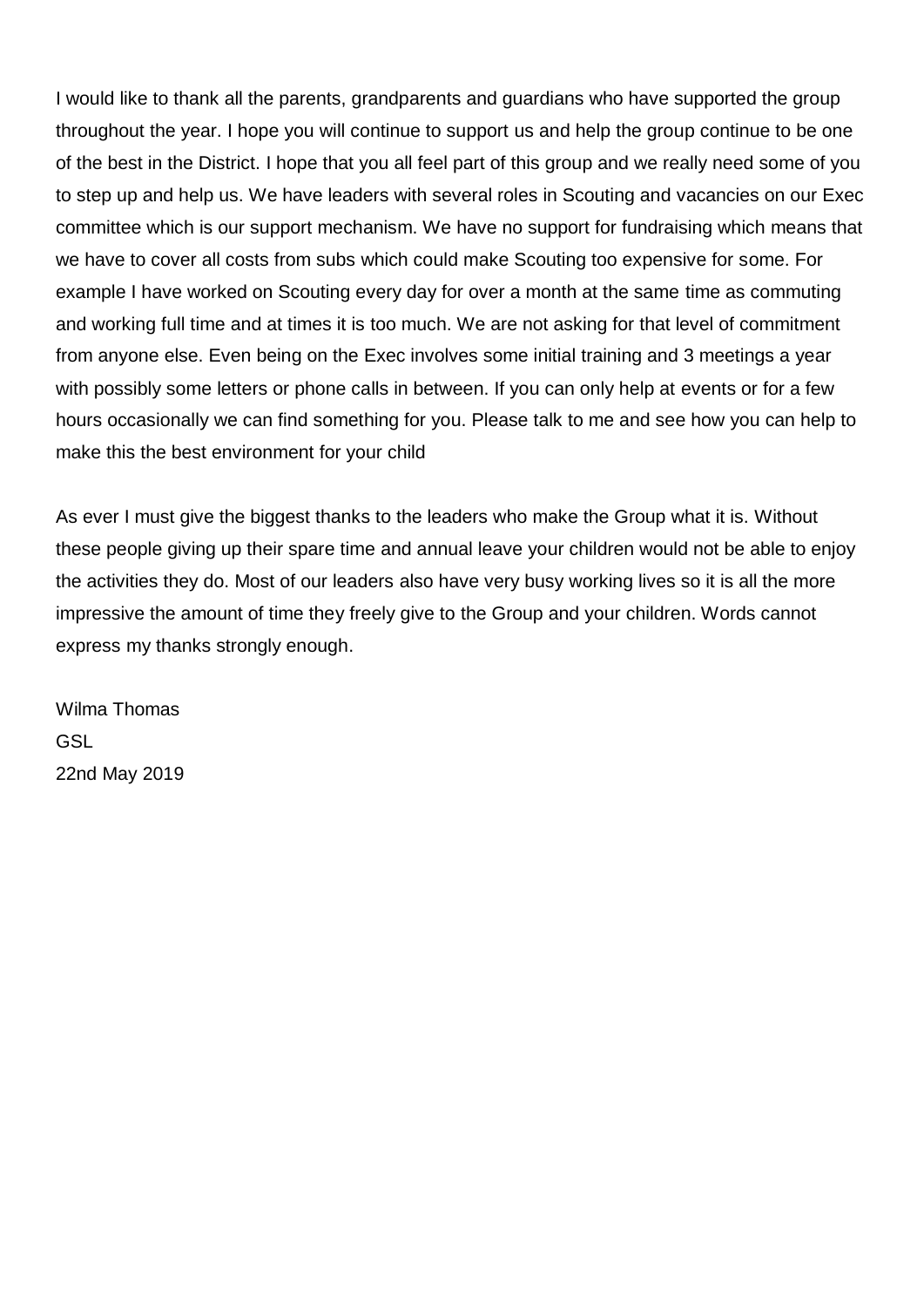I would like to thank all the parents, grandparents and guardians who have supported the group throughout the year. I hope you will continue to support us and help the group continue to be one of the best in the District. I hope that you all feel part of this group and we really need some of you to step up and help us. We have leaders with several roles in Scouting and vacancies on our Exec committee which is our support mechanism. We have no support for fundraising which means that we have to cover all costs from subs which could make Scouting too expensive for some. For example I have worked on Scouting every day for over a month at the same time as commuting and working full time and at times it is too much. We are not asking for that level of commitment from anyone else. Even being on the Exec involves some initial training and 3 meetings a year with possibly some letters or phone calls in between. If you can only help at events or for a few hours occasionally we can find something for you. Please talk to me and see how you can help to make this the best environment for your child

As ever I must give the biggest thanks to the leaders who make the Group what it is. Without these people giving up their spare time and annual leave your children would not be able to enjoy the activities they do. Most of our leaders also have very busy working lives so it is all the more impressive the amount of time they freely give to the Group and your children. Words cannot express my thanks strongly enough.

Wilma Thomas
GSL
22nd May 2019